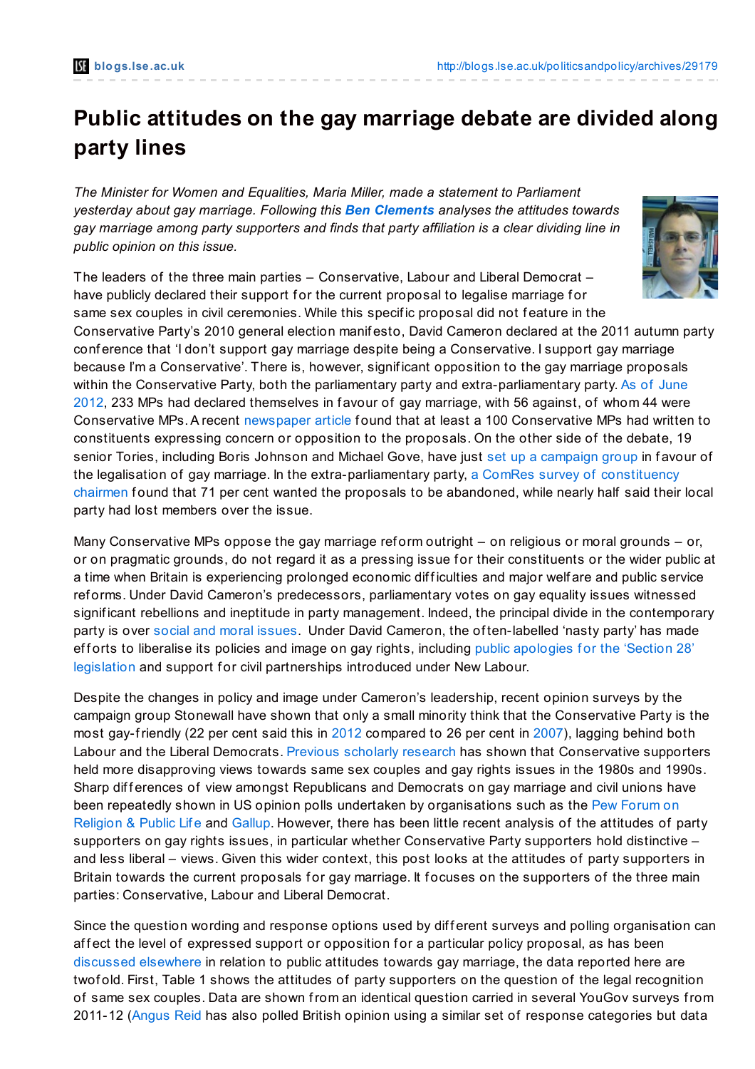# Public attitudes on the gay marriage debate are divided along party lines

*The Minister for Women and Equalities, Maria Miller, made a statement to Parliament yesterday about gay marriage. Following this* ***Ben Clements*** *analyses the attitudes towards gay marriage among party supporters and finds that party affiliation is a clear dividing line in public opinion on this issue.*

The leaders of the three main parties – Conservative, Labour and Liberal Democrat – have publicly declared their support for the current proposal to legalise marriage for same sex couples in civil ceremonies. While this specific proposal did not feature in the Conservative Party's 2010 general election manifesto, David Cameron declared at the 2011 autumn party conference that 'I don't support gay marriage despite being a Conservative. I support gay marriage because I'm a Conservative'. There is, however, significant opposition to the gay marriage proposals within the Conservative Party, both the parliamentary party and extra-parliamentary party. As of June 2012, 233 MPs had declared themselves in favour of gay marriage, with 56 against, of whom 44 were Conservative MPs. A recent newspaper article found that at least a 100 Conservative MPs had written to constituents expressing concern or opposition to the proposals. On the other side of the debate, 19 senior Tories, including Boris Johnson and Michael Gove, have just set up a campaign group in favour of the legalisation of gay marriage. In the extra-parliamentary party, a ComRes survey of constituency chairmen found that 71 per cent wanted the proposals to be abandoned, while nearly half said their local party had lost members over the issue.

Many Conservative MPs oppose the gay marriage reform outright – on religious or moral grounds – or, or on pragmatic grounds, do not regard it as a pressing issue for their constituents or the wider public at a time when Britain is experiencing prolonged economic difficulties and major welfare and public service reforms. Under David Cameron's predecessors, parliamentary votes on gay equality issues witnessed significant rebellions and ineptitude in party management. Indeed, the principal divide in the contemporary party is over social and moral issues. Under David Cameron, the often-labelled 'nasty party' has made efforts to liberalise its policies and image on gay rights, including public apologies for the 'Section 28' legislation and support for civil partnerships introduced under New Labour.

Despite the changes in policy and image under Cameron's leadership, recent opinion surveys by the campaign group Stonewall have shown that only a small minority think that the Conservative Party is the most gay-friendly (22 per cent said this in 2012 compared to 26 per cent in 2007), lagging behind both Labour and the Liberal Democrats. Previous scholarly research has shown that Conservative supporters held more disapproving views towards same sex couples and gay rights issues in the 1980s and 1990s. Sharp differences of view amongst Republicans and Democrats on gay marriage and civil unions have been repeatedly shown in US opinion polls undertaken by organisations such as the Pew Forum on Religion & Public Life and Gallup. However, there has been little recent analysis of the attitudes of party supporters on gay rights issues, in particular whether Conservative Party supporters hold distinctive – and less liberal – views. Given this wider context, this post looks at the attitudes of party supporters in Britain towards the current proposals for gay marriage. It focuses on the supporters of the three main parties: Conservative, Labour and Liberal Democrat.

Since the question wording and response options used by different surveys and polling organisation can affect the level of expressed support or opposition for a particular policy proposal, as has been discussed elsewhere in relation to public attitudes towards gay marriage, the data reported here are twofold. First, Table 1 shows the attitudes of party supporters on the question of the legal recognition of same sex couples. Data are shown from an identical question carried in several YouGov surveys from 2011-12 (Angus Reid has also polled British opinion using a similar set of response categories but data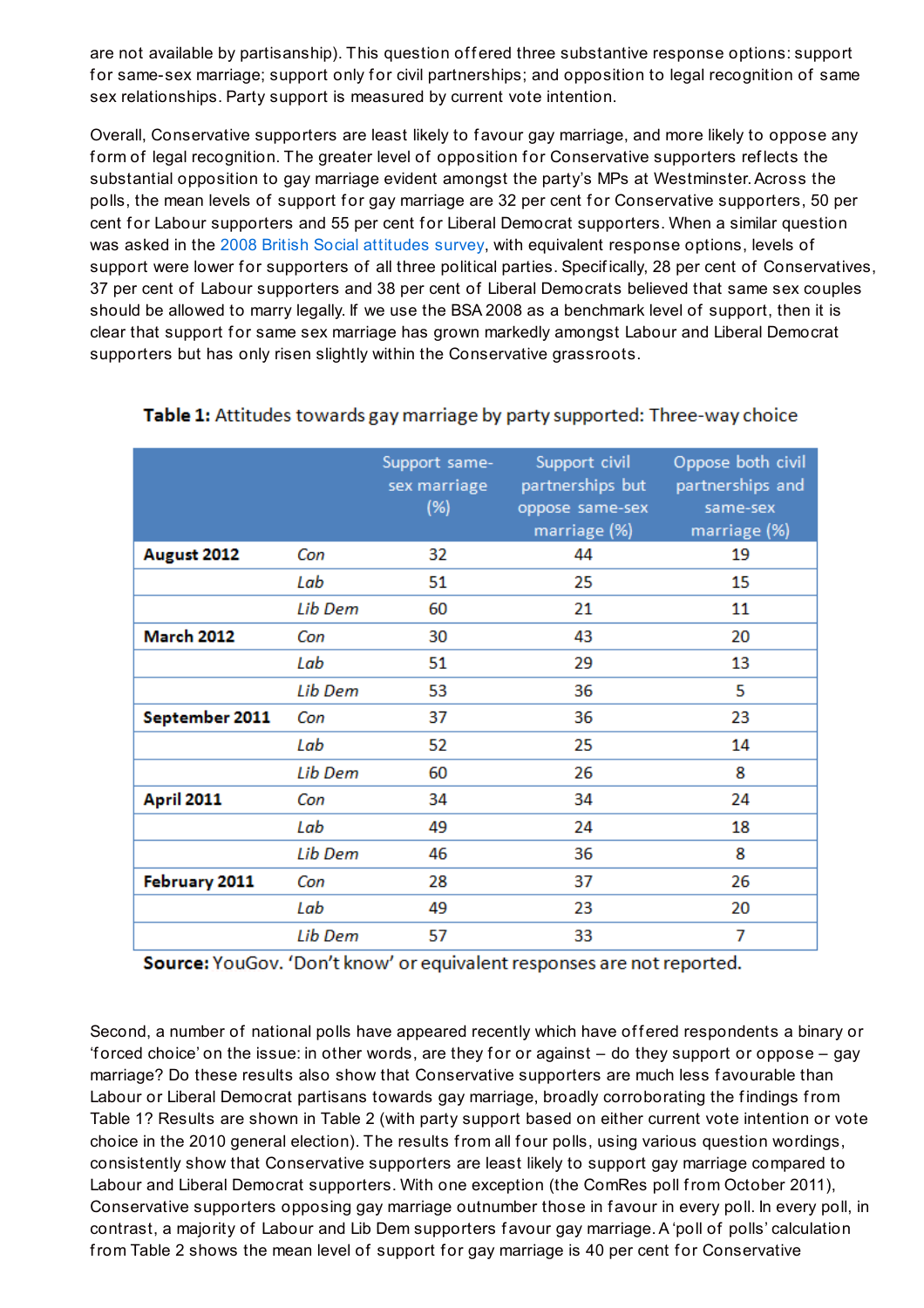are not available by partisanship). This question offered three substantive response options: support for same-sex marriage; support only for civil partnerships; and opposition to legal recognition of same sex relationships. Party support is measured by current vote intention.

Overall, Conservative supporters are least likely to favour gay marriage, and more likely to oppose any form of legal recognition. The greater level of opposition for Conservative supporters reflects the substantial opposition to gay marriage evident amongst the party's MPs at Westminster. Across the polls, the mean levels of support for gay marriage are 32 per cent for Conservative supporters, 50 per cent for Labour supporters and 55 per cent for Liberal Democrat supporters. When a similar question was asked in the 2008 British Social attitudes survey, with equivalent response options, levels of support were lower for supporters of all three political parties. Specifically, 28 per cent of Conservatives, 37 per cent of Labour supporters and 38 per cent of Liberal Democrats believed that same sex couples should be allowed to marry legally. If we use the BSA 2008 as a benchmark level of support, then it is clear that support for same sex marriage has grown markedly amongst Labour and Liberal Democrat supporters but has only risen slightly within the Conservative grassroots.

**Table 1:** Attitudes towards gay marriage by party supported: Three-way choice

| | | Support same-sex marriage (%) | Support civil partnerships but oppose same-sex marriage (%) | Oppose both civil partnerships and same-sex marriage (%) |
|---|---|---|---|---|
| **August 2012** | *Con* | 32 | 44 | 19 |
| | *Lab* | 51 | 25 | 15 |
| | *Lib Dem* | 60 | 21 | 11 |
| **March 2012** | *Con* | 30 | 43 | 20 |
| | *Lab* | 51 | 29 | 13 |
| | *Lib Dem* | 53 | 36 | 5 |
| **September 2011** | *Con* | 37 | 36 | 23 |
| | *Lab* | 52 | 25 | 14 |
| | *Lib Dem* | 60 | 26 | 8 |
| **April 2011** | *Con* | 34 | 34 | 24 |
| | *Lab* | 49 | 24 | 18 |
| | *Lib Dem* | 46 | 36 | 8 |
| **February 2011** | *Con* | 28 | 37 | 26 |
| | *Lab* | 49 | 23 | 20 |
| | *Lib Dem* | 57 | 33 | 7 |

**Source:** YouGov. 'Don't know' or equivalent responses are not reported.

Second, a number of national polls have appeared recently which have offered respondents a binary or 'forced choice' on the issue: in other words, are they for or against – do they support or oppose – gay marriage? Do these results also show that Conservative supporters are much less favourable than Labour or Liberal Democrat partisans towards gay marriage, broadly corroborating the findings from Table 1? Results are shown in Table 2 (with party support based on either current vote intention or vote choice in the 2010 general election). The results from all four polls, using various question wordings, consistently show that Conservative supporters are least likely to support gay marriage compared to Labour and Liberal Democrat supporters. With one exception (the ComRes poll from October 2011), Conservative supporters opposing gay marriage outnumber those in favour in every poll. In every poll, in contrast, a majority of Labour and Lib Dem supporters favour gay marriage. A 'poll of polls' calculation from Table 2 shows the mean level of support for gay marriage is 40 per cent for Conservative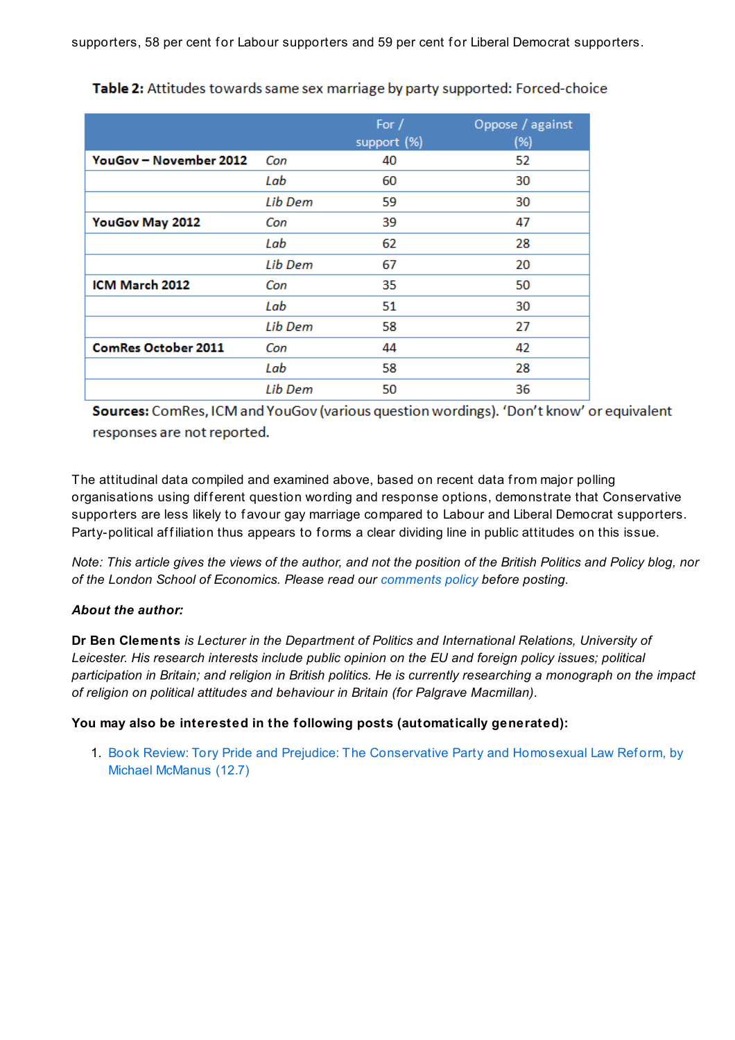supporters, 58 per cent for Labour supporters and 59 per cent for Liberal Democrat supporters.

**Table 2:** Attitudes towards same sex marriage by party supported: Forced-choice

| | | For / support (%) | Oppose / against (%) |
|---|---|---|---|
| **YouGov – November 2012** | *Con* | 40 | 52 |
| | *Lab* | 60 | 30 |
| | *Lib Dem* | 59 | 30 |
| **YouGov May 2012** | *Con* | 39 | 47 |
| | *Lab* | 62 | 28 |
| | *Lib Dem* | 67 | 20 |
| **ICM March 2012** | *Con* | 35 | 50 |
| | *Lab* | 51 | 30 |
| | *Lib Dem* | 58 | 27 |
| **ComRes October 2011** | *Con* | 44 | 42 |
| | *Lab* | 58 | 28 |
| | *Lib Dem* | 50 | 36 |

**Sources:** ComRes, ICM and YouGov (various question wordings). 'Don't know' or equivalent responses are not reported.

The attitudinal data compiled and examined above, based on recent data from major polling organisations using different question wording and response options, demonstrate that Conservative supporters are less likely to favour gay marriage compared to Labour and Liberal Democrat supporters. Party-political affiliation thus appears to forms a clear dividing line in public attitudes on this issue.

*Note: This article gives the views of the author, and not the position of the British Politics and Policy blog, nor of the London School of Economics. Please read our comments policy before posting.*

***About the author:***

**Dr Ben Clements** *is Lecturer in the Department of Politics and International Relations, University of Leicester. His research interests include public opinion on the EU and foreign policy issues; political participation in Britain; and religion in British politics. He is currently researching a monograph on the impact of religion on political attitudes and behaviour in Britain (for Palgrave Macmillan).*

**You may also be interested in the following posts (automatically generated):**

1. Book Review: Tory Pride and Prejudice: The Conservative Party and Homosexual Law Reform, by Michael McManus (12.7)